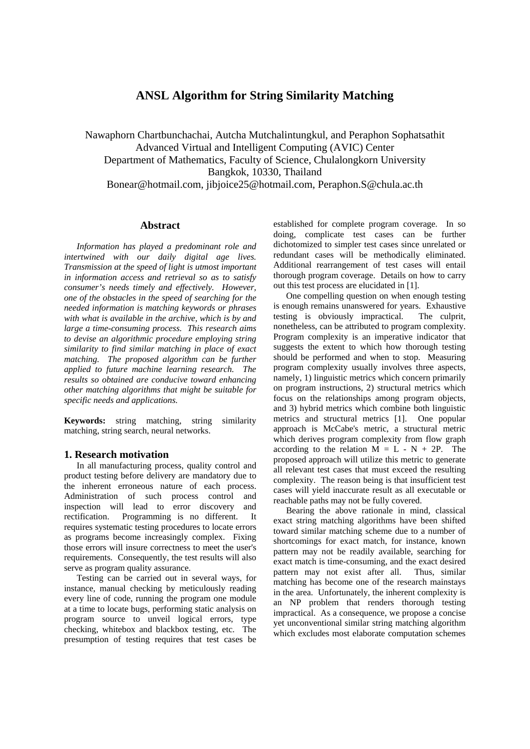# ANSL Algorithm for String Similarity Matching

Nawaphorn Chartbunchachai, Autcha Mutchalintungkul, and Peraphon Sophatsathit
Advanced Virtual and Intelligent Computing (AVIC) Center
Department of Mathematics, Faculty of Science, Chulalongkorn University
Bangkok, 10330, Thailand
Bonear@hotmail.com, jibjoice25@hotmail.com, Peraphon.S@chula.ac.th

## Abstract

*Information has played a predominant role and intertwined with our daily digital age lives. Transmission at the speed of light is utmost important in information access and retrieval so as to satisfy consumer's needs timely and effectively. However, one of the obstacles in the speed of searching for the needed information is matching keywords or phrases with what is available in the archive, which is by and large a time-consuming process. This research aims to devise an algorithmic procedure employing string similarity to find similar matching in place of exact matching. The proposed algorithm can be further applied to future machine learning research. The results so obtained are conducive toward enhancing other matching algorithms that might be suitable for specific needs and applications.*

**Keywords:** string matching, string similarity matching, string search, neural networks.

## 1. Research motivation

In all manufacturing process, quality control and product testing before delivery are mandatory due to the inherent erroneous nature of each process. Administration of such process control and inspection will lead to error discovery and rectification. Programming is no different. It requires systematic testing procedures to locate errors as programs become increasingly complex. Fixing those errors will insure correctness to meet the user's requirements. Consequently, the test results will also serve as program quality assurance.

Testing can be carried out in several ways, for instance, manual checking by meticulously reading every line of code, running the program one module at a time to locate bugs, performing static analysis on program source to unveil logical errors, type checking, whitebox and blackbox testing, etc. The presumption of testing requires that test cases be established for complete program coverage. In so doing, complicate test cases can be further dichotomized to simpler test cases since unrelated or redundant cases will be methodically eliminated. Additional rearrangement of test cases will entail thorough program coverage. Details on how to carry out this test process are elucidated in [1].

One compelling question on when enough testing is enough remains unanswered for years. Exhaustive testing is obviously impractical. The culprit, nonetheless, can be attributed to program complexity. Program complexity is an imperative indicator that suggests the extent to which how thorough testing should be performed and when to stop. Measuring program complexity usually involves three aspects, namely, 1) linguistic metrics which concern primarily on program instructions, 2) structural metrics which focus on the relationships among program objects, and 3) hybrid metrics which combine both linguistic metrics and structural metrics [1]. One popular approach is McCabe's metric, a structural metric which derives program complexity from flow graph according to the relation $M = L - N + 2P$. The proposed approach will utilize this metric to generate all relevant test cases that must exceed the resulting complexity. The reason being is that insufficient test cases will yield inaccurate result as all executable or reachable paths may not be fully covered.

Bearing the above rationale in mind, classical exact string matching algorithms have been shifted toward similar matching scheme due to a number of shortcomings for exact match, for instance, known pattern may not be readily available, searching for exact match is time-consuming, and the exact desired pattern may not exist after all. Thus, similar matching has become one of the research mainstays in the area. Unfortunately, the inherent complexity is an NP problem that renders thorough testing impractical. As a consequence, we propose a concise yet unconventional similar string matching algorithm which excludes most elaborate computation schemes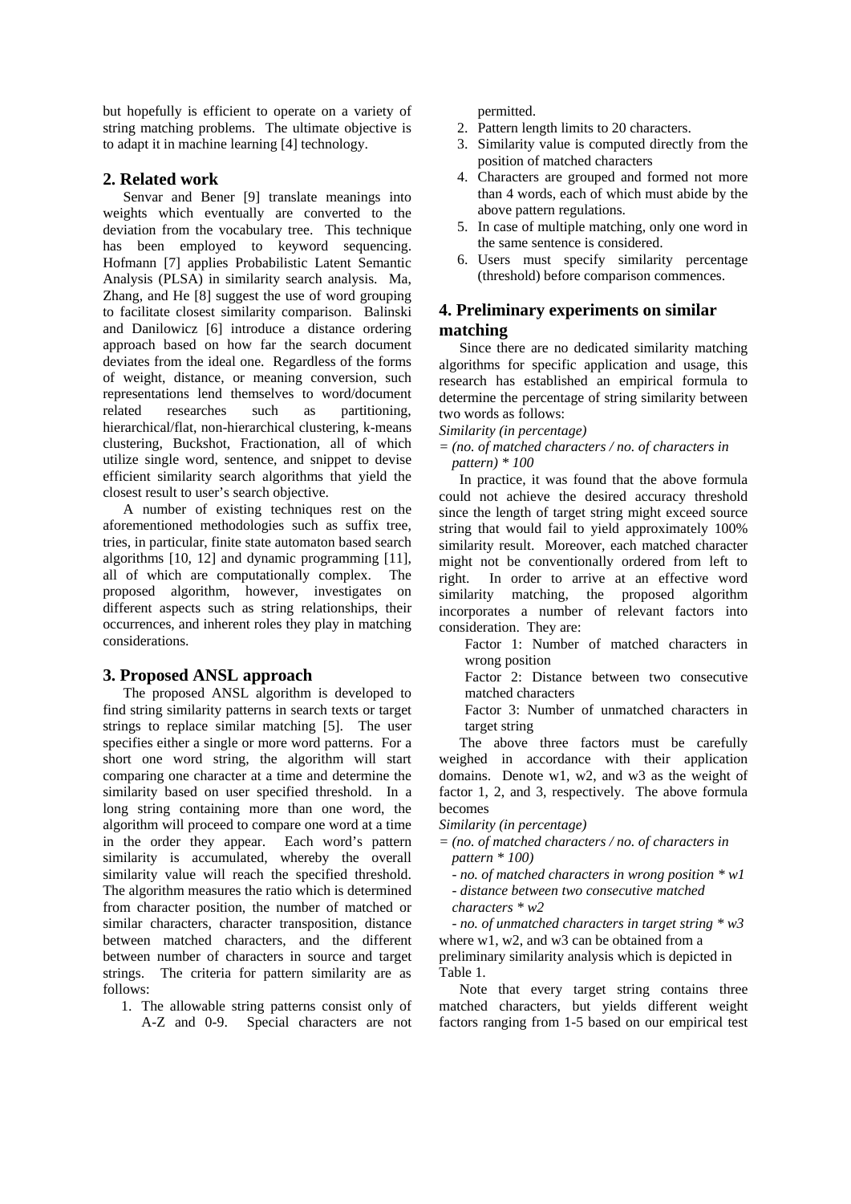but hopefully is efficient to operate on a variety of string matching problems. The ultimate objective is to adapt it in machine learning [4] technology.

## 2. Related work

Senvar and Bener [9] translate meanings into weights which eventually are converted to the deviation from the vocabulary tree. This technique has been employed to keyword sequencing. Hofmann [7] applies Probabilistic Latent Semantic Analysis (PLSA) in similarity search analysis. Ma, Zhang, and He [8] suggest the use of word grouping to facilitate closest similarity comparison. Balinski and Danilowicz [6] introduce a distance ordering approach based on how far the search document deviates from the ideal one. Regardless of the forms of weight, distance, or meaning conversion, such representations lend themselves to word/document related researches such as partitioning, hierarchical/flat, non-hierarchical clustering, k-means clustering, Buckshot, Fractionation, all of which utilize single word, sentence, and snippet to devise efficient similarity search algorithms that yield the closest result to user's search objective.

A number of existing techniques rest on the aforementioned methodologies such as suffix tree, tries, in particular, finite state automaton based search algorithms [10, 12] and dynamic programming [11], all of which are computationally complex. The proposed algorithm, however, investigates on different aspects such as string relationships, their occurrences, and inherent roles they play in matching considerations.

## 3. Proposed ANSL approach

The proposed ANSL algorithm is developed to find string similarity patterns in search texts or target strings to replace similar matching [5]. The user specifies either a single or more word patterns. For a short one word string, the algorithm will start comparing one character at a time and determine the similarity based on user specified threshold. In a long string containing more than one word, the algorithm will proceed to compare one word at a time in the order they appear. Each word's pattern similarity is accumulated, whereby the overall similarity value will reach the specified threshold. The algorithm measures the ratio which is determined from character position, the number of matched or similar characters, character transposition, distance between matched characters, and the different between number of characters in source and target strings. The criteria for pattern similarity are as follows:

1. The allowable string patterns consist only of A-Z and 0-9. Special characters are not permitted.
2. Pattern length limits to 20 characters.
3. Similarity value is computed directly from the position of matched characters
4. Characters are grouped and formed not more than 4 words, each of which must abide by the above pattern regulations.
5. In case of multiple matching, only one word in the same sentence is considered.
6. Users must specify similarity percentage (threshold) before comparison commences.

## 4. Preliminary experiments on similar matching

Since there are no dedicated similarity matching algorithms for specific application and usage, this research has established an empirical formula to determine the percentage of string similarity between two words as follows:

*Similarity (in percentage)*
*= (no. of matched characters / no. of characters in pattern) * 100*

In practice, it was found that the above formula could not achieve the desired accuracy threshold since the length of target string might exceed source string that would fail to yield approximately 100% similarity result. Moreover, each matched character might not be conventionally ordered from left to right. In order to arrive at an effective word similarity matching, the proposed algorithm incorporates a number of relevant factors into consideration. They are:

Factor 1: Number of matched characters in wrong position

Factor 2: Distance between two consecutive matched characters

Factor 3: Number of unmatched characters in target string

The above three factors must be carefully weighed in accordance with their application domains. Denote w1, w2, and w3 as the weight of factor 1, 2, and 3, respectively. The above formula becomes

*Similarity (in percentage)*
*= (no. of matched characters / no. of characters in pattern * 100)*
*- no. of matched characters in wrong position * w1*
*- distance between two consecutive matched characters * w2*
*- no. of unmatched characters in target string * w3*

where w1, w2, and w3 can be obtained from a preliminary similarity analysis which is depicted in Table 1.

Note that every target string contains three matched characters, but yields different weight factors ranging from 1-5 based on our empirical test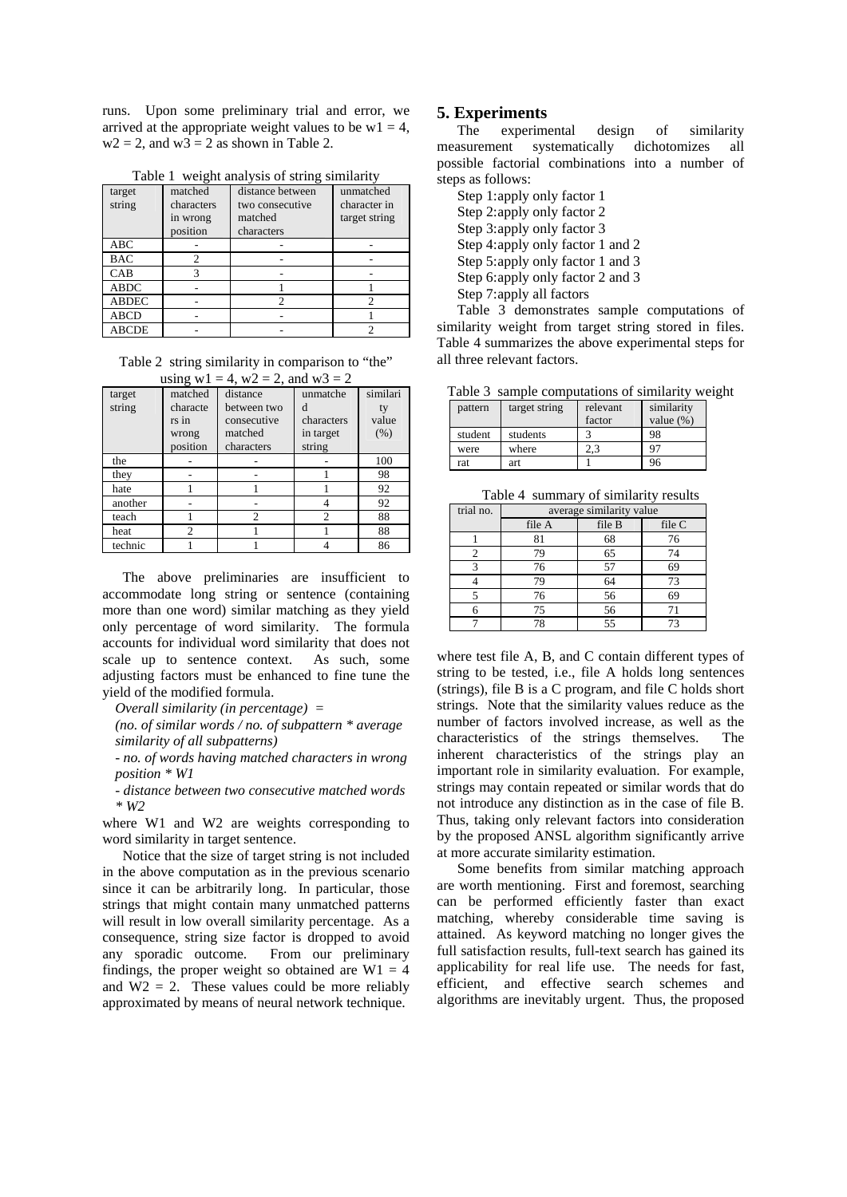runs. Upon some preliminary trial and error, we arrived at the appropriate weight values to be w1 = 4, w2 = 2, and w3 = 2 as shown in Table 2.

Table 1 weight analysis of string similarity

| target string | matched characters in wrong position | distance between two consecutive matched characters | unmatched character in target string |
|---|---|---|---|
| ABC | - | - | - |
| BAC | 2 | - | - |
| CAB | 3 | - | - |
| ABDC | - | 1 | 1 |
| ABDEC | - | 2 | 2 |
| ABCD | - | - | 1 |
| ABCDE | - | - | 2 |

Table 2 string similarity in comparison to "the" using w1 = 4, w2 = 2, and w3 = 2

| target string | matched characters in wrong position | distance consecutive matched characters | unmatched characters in target string | similarity value (%) |
|---|---|---|---|---|
| the | - | - | - | 100 |
| they | - | - | 1 | 98 |
| hate | 1 | 1 | 1 | 92 |
| another | - | - | 4 | 92 |
| teach | 1 | 2 | 2 | 88 |
| heat | 2 | 1 | 1 | 88 |
| technic | 1 | 1 | 4 | 86 |

The above preliminaries are insufficient to accommodate long string or sentence (containing more than one word) similar matching as they yield only percentage of word similarity. The formula accounts for individual word similarity that does not scale up to sentence context. As such, some adjusting factors must be enhanced to fine tune the yield of the modified formula.

*Overall similarity (in percentage) =*

*(no. of similar words / no. of subpattern * average similarity of all subpatterns)*

*- no. of words having matched characters in wrong position * W1*

*- distance between two consecutive matched words * W2*

where W1 and W2 are weights corresponding to word similarity in target sentence.

Notice that the size of target string is not included in the above computation as in the previous scenario since it can be arbitrarily long. In particular, those strings that might contain many unmatched patterns will result in low overall similarity percentage. As a consequence, string size factor is dropped to avoid any sporadic outcome. From our preliminary findings, the proper weight so obtained are W1 = 4 and W2 = 2. These values could be more reliably approximated by means of neural network technique.

## 5. Experiments

The experimental design of similarity measurement systematically dichotomizes all possible factorial combinations into a number of steps as follows:

Step 1:apply only factor 1
Step 2:apply only factor 2
Step 3:apply only factor 3
Step 4:apply only factor 1 and 2
Step 5:apply only factor 1 and 3
Step 6:apply only factor 2 and 3
Step 7:apply all factors

Table 3 demonstrates sample computations of similarity weight from target string stored in files. Table 4 summarizes the above experimental steps for all three relevant factors.

Table 3 sample computations of similarity weight

| pattern | target string | relevant factor | similarity value (%) |
|---|---|---|---|
| student | students | 3 | 98 |
| were | where | 2,3 | 97 |
| rat | art | 1 | 96 |

Table 4 summary of similarity results

| trial no. | average similarity value | | |
|---|---|---|---|
| | file A | file B | file C |
| 1 | 81 | 68 | 76 |
| 2 | 79 | 65 | 74 |
| 3 | 76 | 57 | 69 |
| 4 | 79 | 64 | 73 |
| 5 | 76 | 56 | 69 |
| 6 | 75 | 56 | 71 |
| 7 | 78 | 55 | 73 |

where test file A, B, and C contain different types of string to be tested, i.e., file A holds long sentences (strings), file B is a C program, and file C holds short strings. Note that the similarity values reduce as the number of factors involved increase, as well as the characteristics of the strings themselves. The inherent characteristics of the strings play an important role in similarity evaluation. For example, strings may contain repeated or similar words that do not introduce any distinction as in the case of file B. Thus, taking only relevant factors into consideration by the proposed ANSL algorithm significantly arrive at more accurate similarity estimation.

Some benefits from similar matching approach are worth mentioning. First and foremost, searching can be performed efficiently faster than exact matching, whereby considerable time saving is attained. As keyword matching no longer gives the full satisfaction results, full-text search has gained its applicability for real life use. The needs for fast, efficient, and effective search schemes and algorithms are inevitably urgent. Thus, the proposed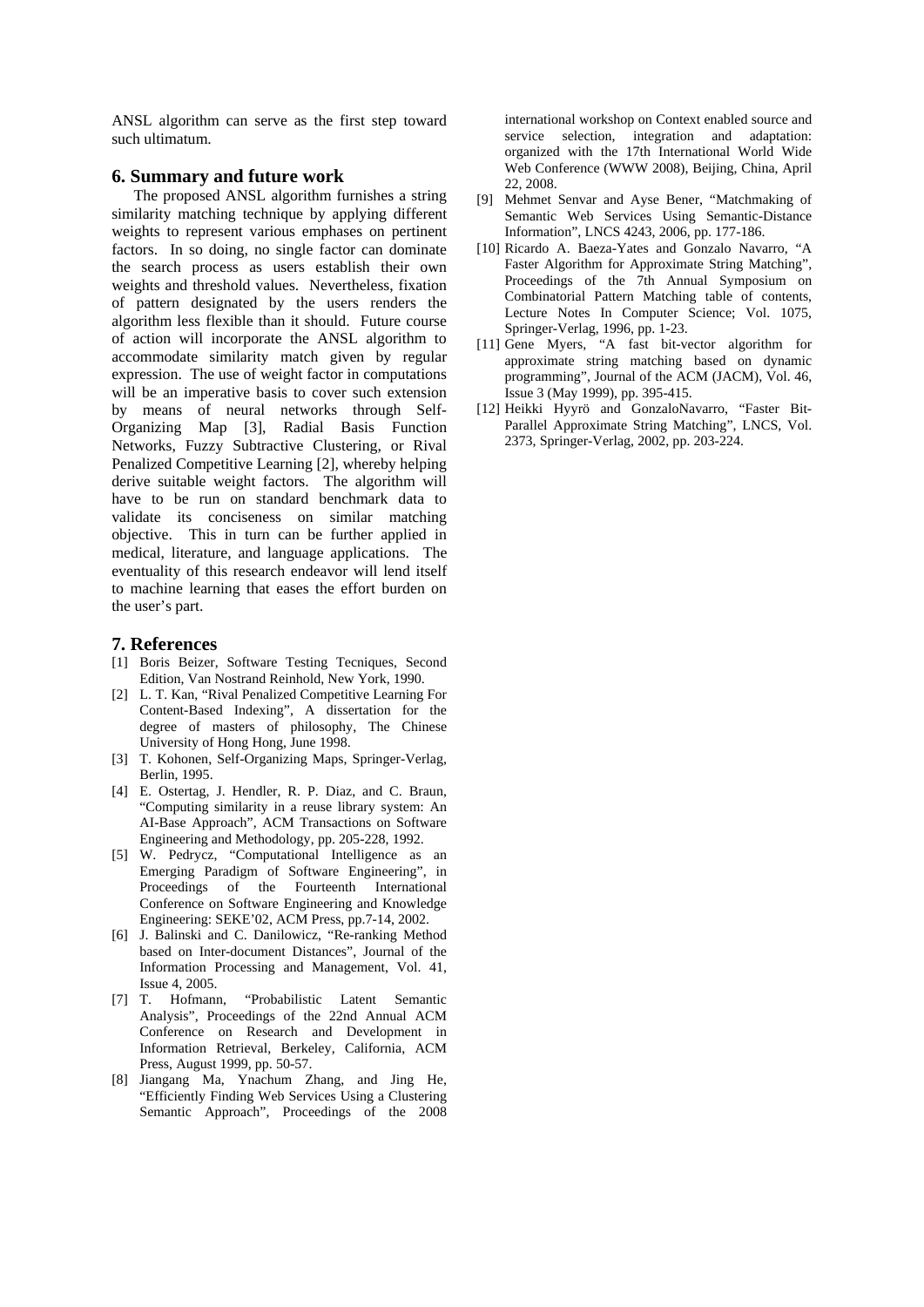ANSL algorithm can serve as the first step toward such ultimatum.

## 6. Summary and future work

The proposed ANSL algorithm furnishes a string similarity matching technique by applying different weights to represent various emphases on pertinent factors. In so doing, no single factor can dominate the search process as users establish their own weights and threshold values. Nevertheless, fixation of pattern designated by the users renders the algorithm less flexible than it should. Future course of action will incorporate the ANSL algorithm to accommodate similarity match given by regular expression. The use of weight factor in computations will be an imperative basis to cover such extension by means of neural networks through Self-Organizing Map [3], Radial Basis Function Networks, Fuzzy Subtractive Clustering, or Rival Penalized Competitive Learning [2], whereby helping derive suitable weight factors. The algorithm will have to be run on standard benchmark data to validate its conciseness on similar matching objective. This in turn can be further applied in medical, literature, and language applications. The eventuality of this research endeavor will lend itself to machine learning that eases the effort burden on the user's part.

## 7. References

[1] Boris Beizer, Software Testing Tecniques, Second Edition, Van Nostrand Reinhold, New York, 1990.

[2] L. T. Kan, "Rival Penalized Competitive Learning For Content-Based Indexing", A dissertation for the degree of masters of philosophy, The Chinese University of Hong Hong, June 1998.

[3] T. Kohonen, Self-Organizing Maps, Springer-Verlag, Berlin, 1995.

[4] E. Ostertag, J. Hendler, R. P. Diaz, and C. Braun, "Computing similarity in a reuse library system: An AI-Base Approach", ACM Transactions on Software Engineering and Methodology, pp. 205-228, 1992.

[5] W. Pedrycz, "Computational Intelligence as an Emerging Paradigm of Software Engineering", in Proceedings of the Fourteenth International Conference on Software Engineering and Knowledge Engineering: SEKE'02, ACM Press, pp.7-14, 2002.

[6] J. Balinski and C. Danilowicz, "Re-ranking Method based on Inter-document Distances", Journal of the Information Processing and Management, Vol. 41, Issue 4, 2005.

[7] T. Hofmann, "Probabilistic Latent Semantic Analysis", Proceedings of the 22nd Annual ACM Conference on Research and Development in Information Retrieval, Berkeley, California, ACM Press, August 1999, pp. 50-57.

[8] Jiangang Ma, Ynachum Zhang, and Jing He, "Efficiently Finding Web Services Using a Clustering Semantic Approach", Proceedings of the 2008 international workshop on Context enabled source and service selection, integration and adaptation: organized with the 17th International World Wide Web Conference (WWW 2008), Beijing, China, April 22, 2008.

[9] Mehmet Senvar and Ayse Bener, "Matchmaking of Semantic Web Services Using Semantic-Distance Information", LNCS 4243, 2006, pp. 177-186.

[10] Ricardo A. Baeza-Yates and Gonzalo Navarro, "A Faster Algorithm for Approximate String Matching", Proceedings of the 7th Annual Symposium on Combinatorial Pattern Matching table of contents, Lecture Notes In Computer Science; Vol. 1075, Springer-Verlag, 1996, pp. 1-23.

[11] Gene Myers, "A fast bit-vector algorithm for approximate string matching based on dynamic programming", Journal of the ACM (JACM), Vol. 46, Issue 3 (May 1999), pp. 395-415.

[12] Heikki Hyyrö and GonzaloNavarro, "Faster Bit-Parallel Approximate String Matching", LNCS, Vol. 2373, Springer-Verlag, 2002, pp. 203-224.